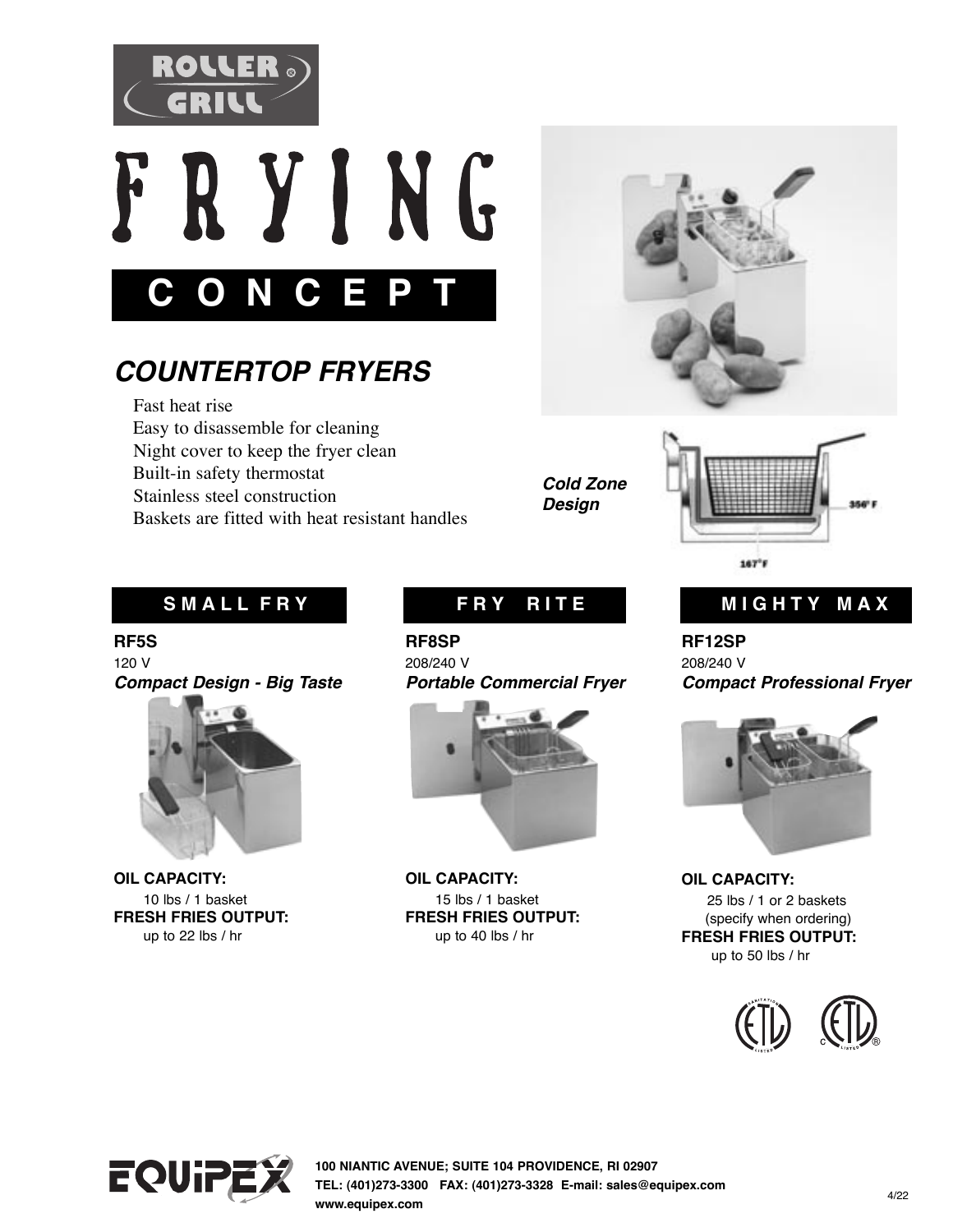ROLLER GRILL

# FRYING CONCEPT

## COUNTERTOP FRYERS

- Fast heat rise
- Easy to disassemble for cleaning
- Night cover to keep the fryer clean
- Built-in safety thermostat
- Stainless steel construction
- Baskets are fitted with heat resistant handles

***Cold Zone Design***

356° F

167° F

### SMALL FRY

**RF5S**

120 V

***Compact Design - Big Taste***

**OIL CAPACITY:**
10 lbs / 1 basket

**FRESH FRIES OUTPUT:**
up to 22 lbs / hr

### FRY RITE

**RF8SP**

208/240 V

***Portable Commercial Fryer***

**OIL CAPACITY:**
15 lbs / 1 basket

**FRESH FRIES OUTPUT:**
up to 40 lbs / hr

### MIGHTY MAX

**RF12SP**

208/240 V

***Compact Professional Fryer***

**OIL CAPACITY:**
25 lbs / 1 or 2 baskets
(specify when ordering)

**FRESH FRIES OUTPUT:**
up to 50 lbs / hr

EQUIPEX

**100 NIANTIC AVENUE; SUITE 104 PROVIDENCE, RI 02907**
**TEL: (401)273-3300 FAX: (401)273-3328 E-mail: sales@equipex.com**
**www.equipex.com**

4/22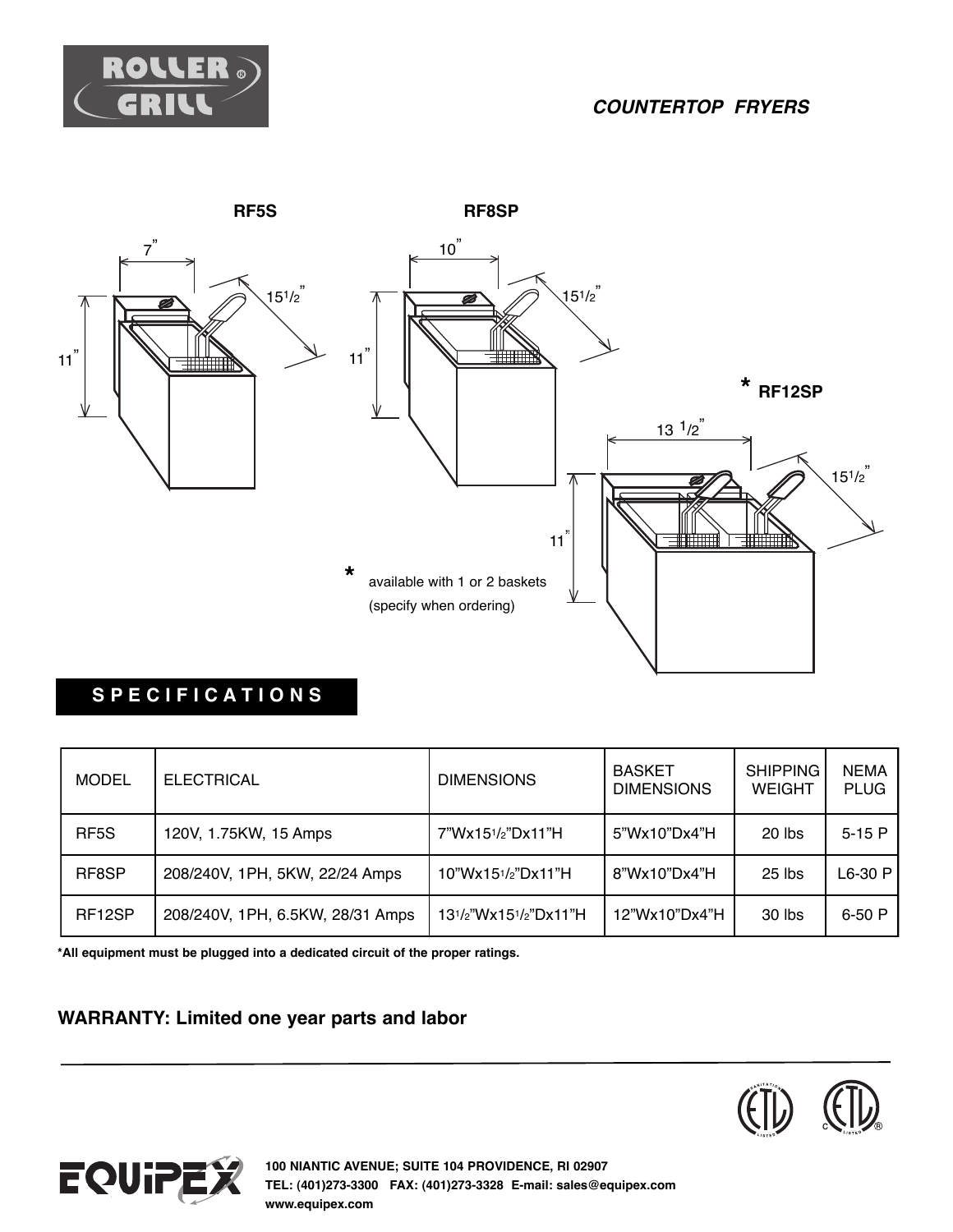## COUNTERTOP FRYERS

RF5S

7"

15 1/2"

11"

RF8SP

10"

15 1/2"

11"

* RF12SP

13 1/2"

15 1/2"

11"

* available with 1 or 2 baskets (specify when ordering)

## SPECIFICATIONS

| MODEL | ELECTRICAL | DIMENSIONS | BASKET DIMENSIONS | SHIPPING WEIGHT | NEMA PLUG |
|---|---|---|---|---|---|
| RF5S | 120V, 1.75KW, 15 Amps | 7"Wx15 1/2"Dx11"H | 5"Wx10"Dx4"H | 20 lbs | 5-15 P |
| RF8SP | 208/240V, 1PH, 5KW, 22/24 Amps | 10"Wx15 1/2"Dx11"H | 8"Wx10"Dx4"H | 25 lbs | L6-30 P |
| RF12SP | 208/240V, 1PH, 6.5KW, 28/31 Amps | 13 1/2"Wx15 1/2"Dx11"H | 12"Wx10"Dx4"H | 30 lbs | 6-50 P |

**\*All equipment must be plugged into a dedicated circuit of the proper ratings.**

### WARRANTY: Limited one year parts and labor

**100 NIANTIC AVENUE; SUITE 104 PROVIDENCE, RI 02907**
**TEL: (401)273-3300 FAX: (401)273-3328 E-mail: sales@equipex.com**
**www.equipex.com**